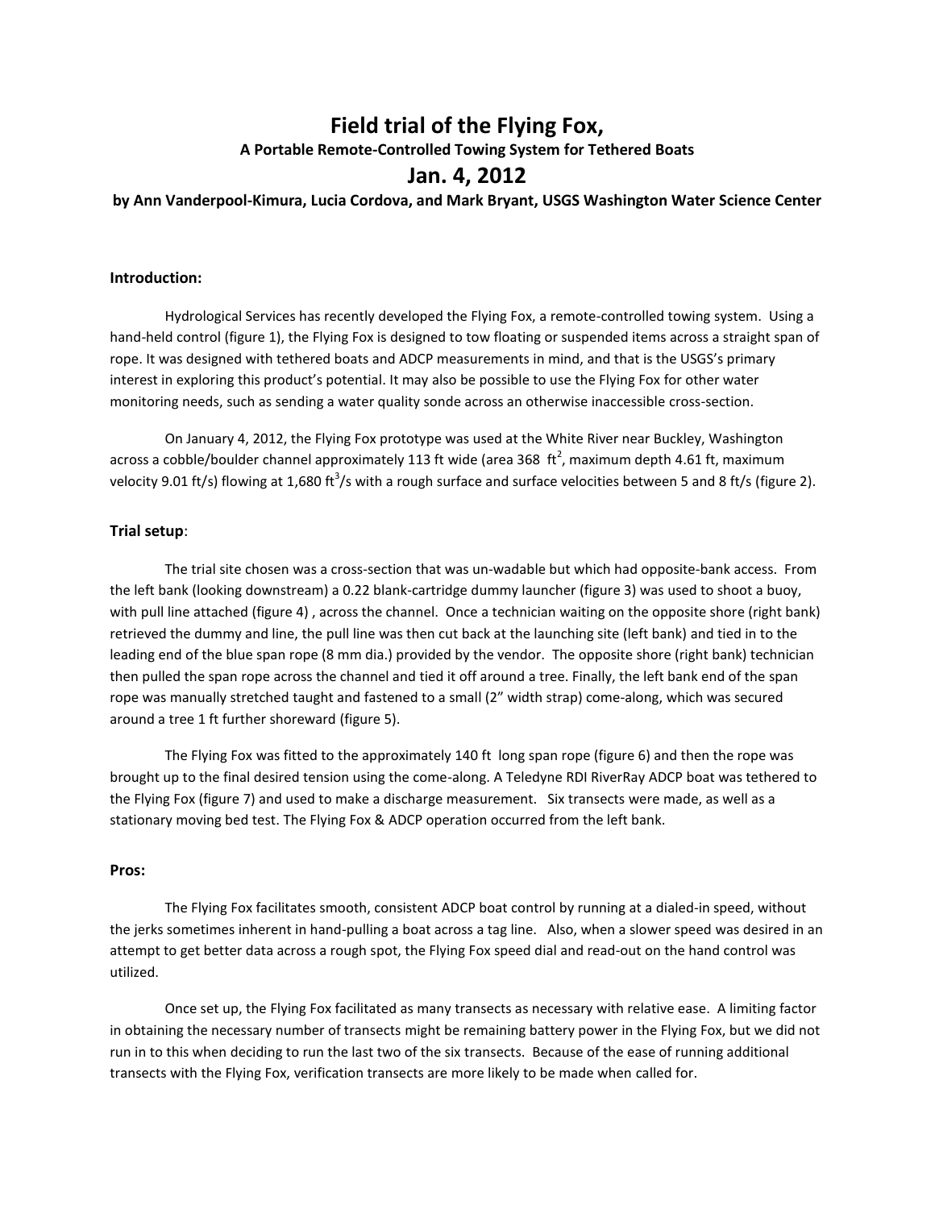# Field trial of the Flying Fox,

**A Portable Remote-Controlled Towing System for Tethered Boats**

## Jan. 4, 2012

**by Ann Vanderpool-Kimura, Lucia Cordova, and Mark Bryant, USGS Washington Water Science Center**

### Introduction:

Hydrological Services has recently developed the Flying Fox, a remote-controlled towing system. Using a hand-held control (figure 1), the Flying Fox is designed to tow floating or suspended items across a straight span of rope. It was designed with tethered boats and ADCP measurements in mind, and that is the USGS's primary interest in exploring this product's potential. It may also be possible to use the Flying Fox for other water monitoring needs, such as sending a water quality sonde across an otherwise inaccessible cross-section.

On January 4, 2012, the Flying Fox prototype was used at the White River near Buckley, Washington across a cobble/boulder channel approximately 113 ft wide (area 368 $ft^2$, maximum depth 4.61 ft, maximum velocity 9.01 ft/s) flowing at 1,680 $ft^3/s$ with a rough surface and surface velocities between 5 and 8 ft/s (figure 2).

### Trial setup:

The trial site chosen was a cross-section that was un-wadable but which had opposite-bank access. From the left bank (looking downstream) a 0.22 blank-cartridge dummy launcher (figure 3) was used to shoot a buoy, with pull line attached (figure 4) , across the channel. Once a technician waiting on the opposite shore (right bank) retrieved the dummy and line, the pull line was then cut back at the launching site (left bank) and tied in to the leading end of the blue span rope (8 mm dia.) provided by the vendor. The opposite shore (right bank) technician then pulled the span rope across the channel and tied it off around a tree. Finally, the left bank end of the span rope was manually stretched taught and fastened to a small (2" width strap) come-along, which was secured around a tree 1 ft further shoreward (figure 5).

The Flying Fox was fitted to the approximately 140 ft long span rope (figure 6) and then the rope was brought up to the final desired tension using the come-along. A Teledyne RDI RiverRay ADCP boat was tethered to the Flying Fox (figure 7) and used to make a discharge measurement. Six transects were made, as well as a stationary moving bed test. The Flying Fox & ADCP operation occurred from the left bank.

### Pros:

The Flying Fox facilitates smooth, consistent ADCP boat control by running at a dialed-in speed, without the jerks sometimes inherent in hand-pulling a boat across a tag line. Also, when a slower speed was desired in an attempt to get better data across a rough spot, the Flying Fox speed dial and read-out on the hand control was utilized.

Once set up, the Flying Fox facilitated as many transects as necessary with relative ease. A limiting factor in obtaining the necessary number of transects might be remaining battery power in the Flying Fox, but we did not run in to this when deciding to run the last two of the six transects. Because of the ease of running additional transects with the Flying Fox, verification transects are more likely to be made when called for.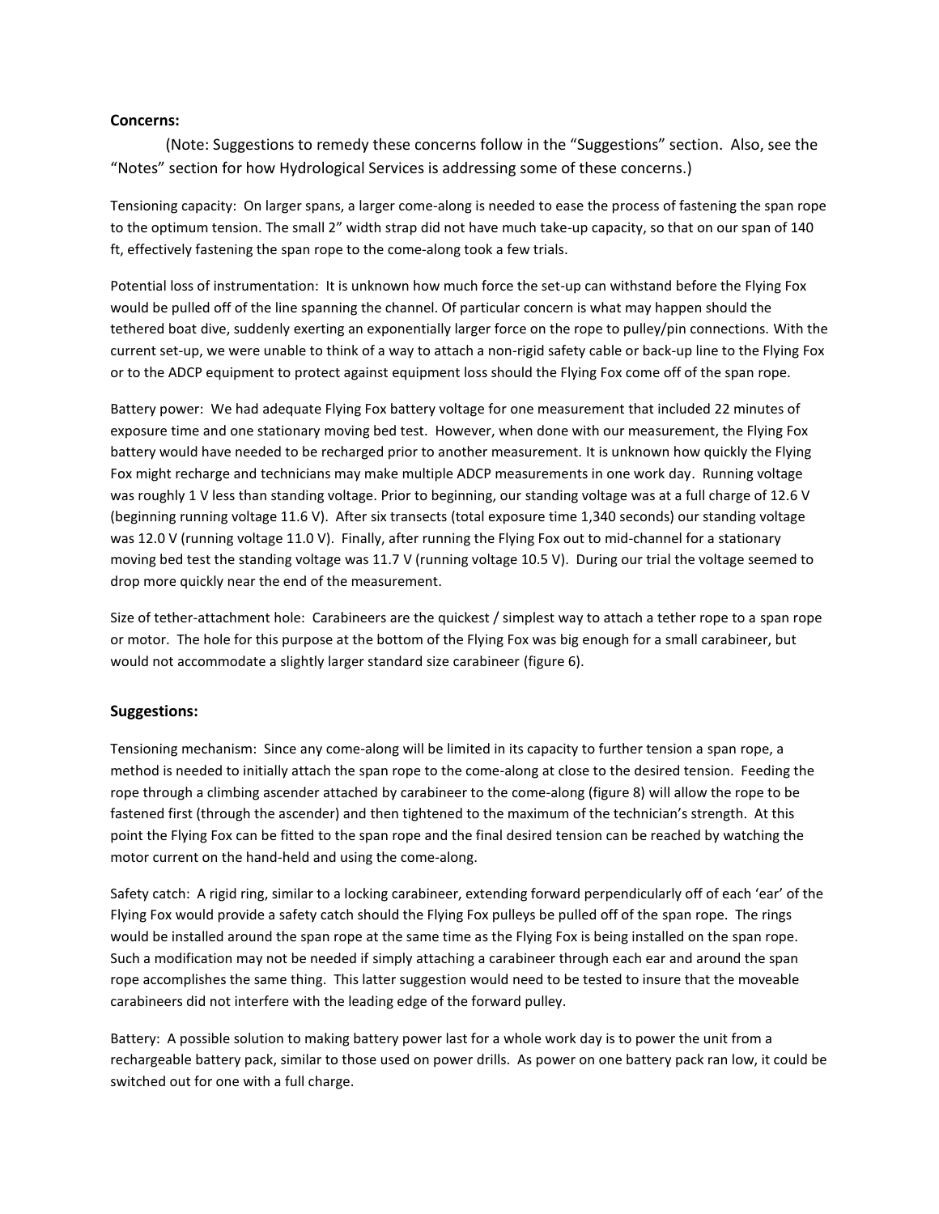**Concerns:**

(Note: Suggestions to remedy these concerns follow in the "Suggestions" section. Also, see the "Notes" section for how Hydrological Services is addressing some of these concerns.)

Tensioning capacity: On larger spans, a larger come-along is needed to ease the process of fastening the span rope to the optimum tension. The small 2" width strap did not have much take-up capacity, so that on our span of 140 ft, effectively fastening the span rope to the come-along took a few trials.

Potential loss of instrumentation: It is unknown how much force the set-up can withstand before the Flying Fox would be pulled off of the line spanning the channel. Of particular concern is what may happen should the tethered boat dive, suddenly exerting an exponentially larger force on the rope to pulley/pin connections. With the current set-up, we were unable to think of a way to attach a non-rigid safety cable or back-up line to the Flying Fox or to the ADCP equipment to protect against equipment loss should the Flying Fox come off of the span rope.

Battery power: We had adequate Flying Fox battery voltage for one measurement that included 22 minutes of exposure time and one stationary moving bed test. However, when done with our measurement, the Flying Fox battery would have needed to be recharged prior to another measurement. It is unknown how quickly the Flying Fox might recharge and technicians may make multiple ADCP measurements in one work day. Running voltage was roughly 1 V less than standing voltage. Prior to beginning, our standing voltage was at a full charge of 12.6 V (beginning running voltage 11.6 V). After six transects (total exposure time 1,340 seconds) our standing voltage was 12.0 V (running voltage 11.0 V). Finally, after running the Flying Fox out to mid-channel for a stationary moving bed test the standing voltage was 11.7 V (running voltage 10.5 V). During our trial the voltage seemed to drop more quickly near the end of the measurement.

Size of tether-attachment hole: Carabineers are the quickest / simplest way to attach a tether rope to a span rope or motor. The hole for this purpose at the bottom of the Flying Fox was big enough for a small carabineer, but would not accommodate a slightly larger standard size carabineer (figure 6).

**Suggestions:**

Tensioning mechanism: Since any come-along will be limited in its capacity to further tension a span rope, a method is needed to initially attach the span rope to the come-along at close to the desired tension. Feeding the rope through a climbing ascender attached by carabineer to the come-along (figure 8) will allow the rope to be fastened first (through the ascender) and then tightened to the maximum of the technician's strength. At this point the Flying Fox can be fitted to the span rope and the final desired tension can be reached by watching the motor current on the hand-held and using the come-along.

Safety catch: A rigid ring, similar to a locking carabineer, extending forward perpendicularly off of each 'ear' of the Flying Fox would provide a safety catch should the Flying Fox pulleys be pulled off of the span rope. The rings would be installed around the span rope at the same time as the Flying Fox is being installed on the span rope. Such a modification may not be needed if simply attaching a carabineer through each ear and around the span rope accomplishes the same thing. This latter suggestion would need to be tested to insure that the moveable carabineers did not interfere with the leading edge of the forward pulley.

Battery: A possible solution to making battery power last for a whole work day is to power the unit from a rechargeable battery pack, similar to those used on power drills. As power on one battery pack ran low, it could be switched out for one with a full charge.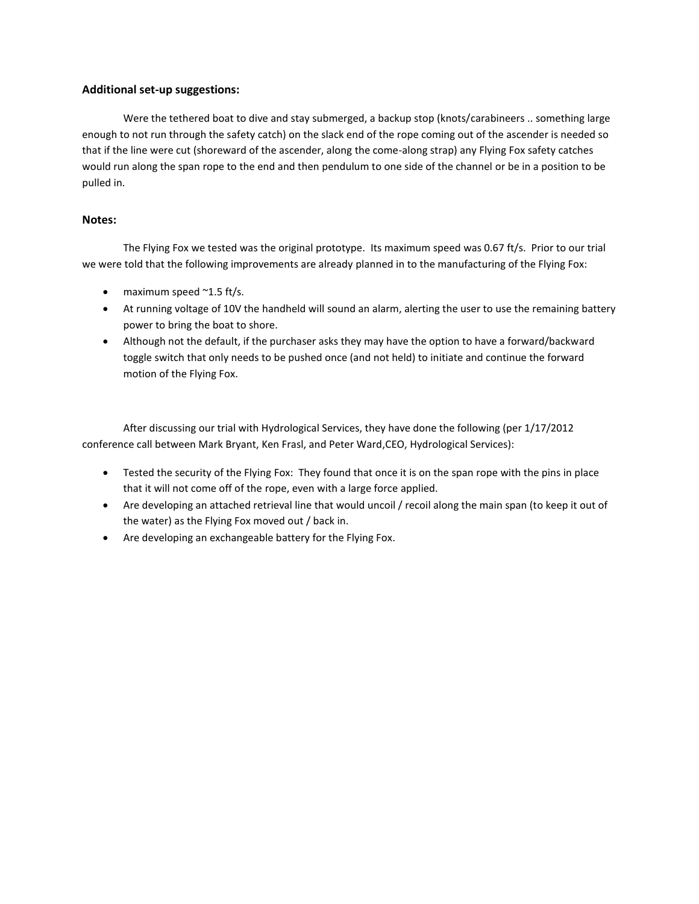### Additional set-up suggestions:

Were the tethered boat to dive and stay submerged, a backup stop (knots/carabineers .. something large enough to not run through the safety catch) on the slack end of the rope coming out of the ascender is needed so that if the line were cut (shoreward of the ascender, along the come-along strap) any Flying Fox safety catches would run along the span rope to the end and then pendulum to one side of the channel or be in a position to be pulled in.

### Notes:

The Flying Fox we tested was the original prototype. Its maximum speed was 0.67 ft/s. Prior to our trial we were told that the following improvements are already planned in to the manufacturing of the Flying Fox:

- maximum speed ~1.5 ft/s.
- At running voltage of 10V the handheld will sound an alarm, alerting the user to use the remaining battery power to bring the boat to shore.
- Although not the default, if the purchaser asks they may have the option to have a forward/backward toggle switch that only needs to be pushed once (and not held) to initiate and continue the forward motion of the Flying Fox.

After discussing our trial with Hydrological Services, they have done the following (per 1/17/2012 conference call between Mark Bryant, Ken Frasl, and Peter Ward,CEO, Hydrological Services):

- Tested the security of the Flying Fox: They found that once it is on the span rope with the pins in place that it will not come off of the rope, even with a large force applied.
- Are developing an attached retrieval line that would uncoil / recoil along the main span (to keep it out of the water) as the Flying Fox moved out / back in.
- Are developing an exchangeable battery for the Flying Fox.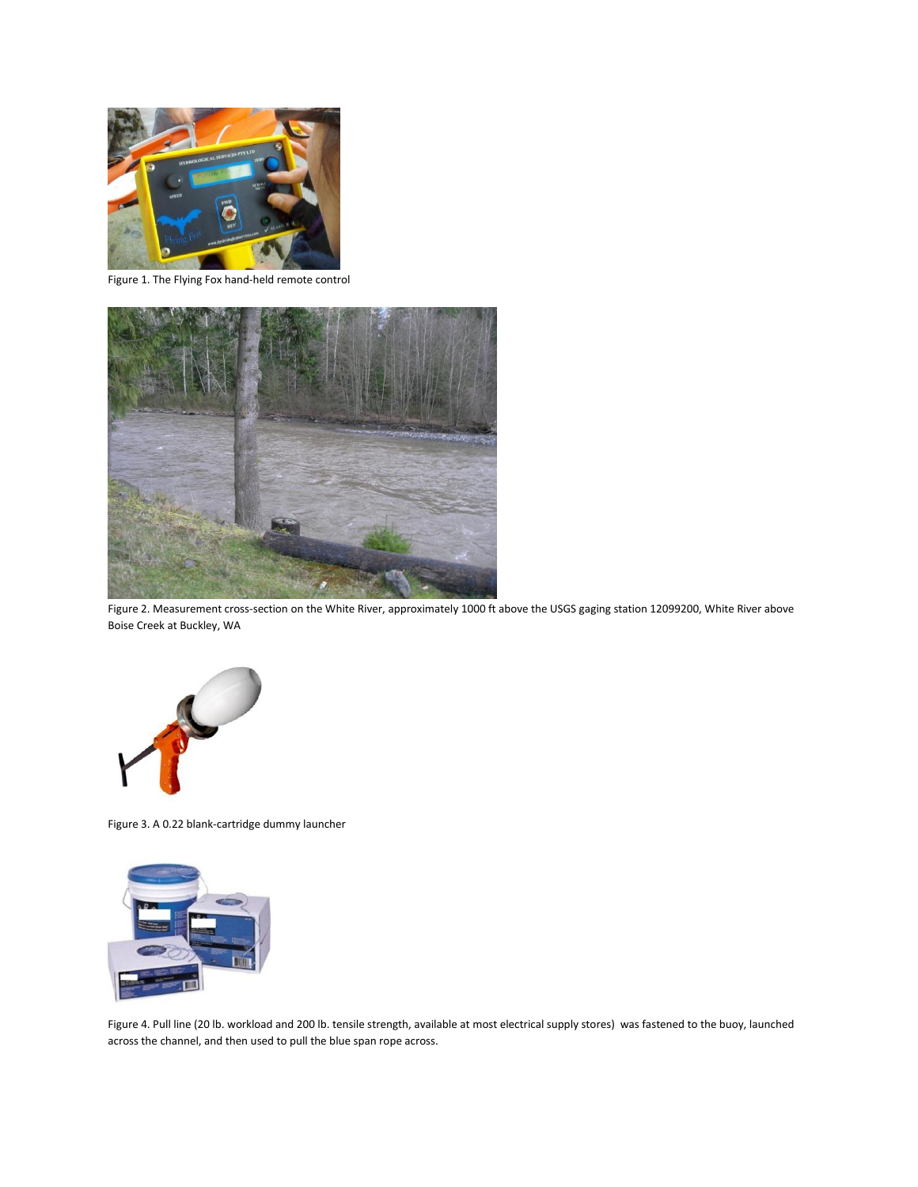Figure 1. The Flying Fox hand-held remote control

Figure 2. Measurement cross-section on the White River, approximately 1000 ft above the USGS gaging station 12099200, White River above Boise Creek at Buckley, WA

Figure 3. A 0.22 blank-cartridge dummy launcher

Figure 4. Pull line (20 lb. workload and 200 lb. tensile strength, available at most electrical supply stores) was fastened to the buoy, launched across the channel, and then used to pull the blue span rope across.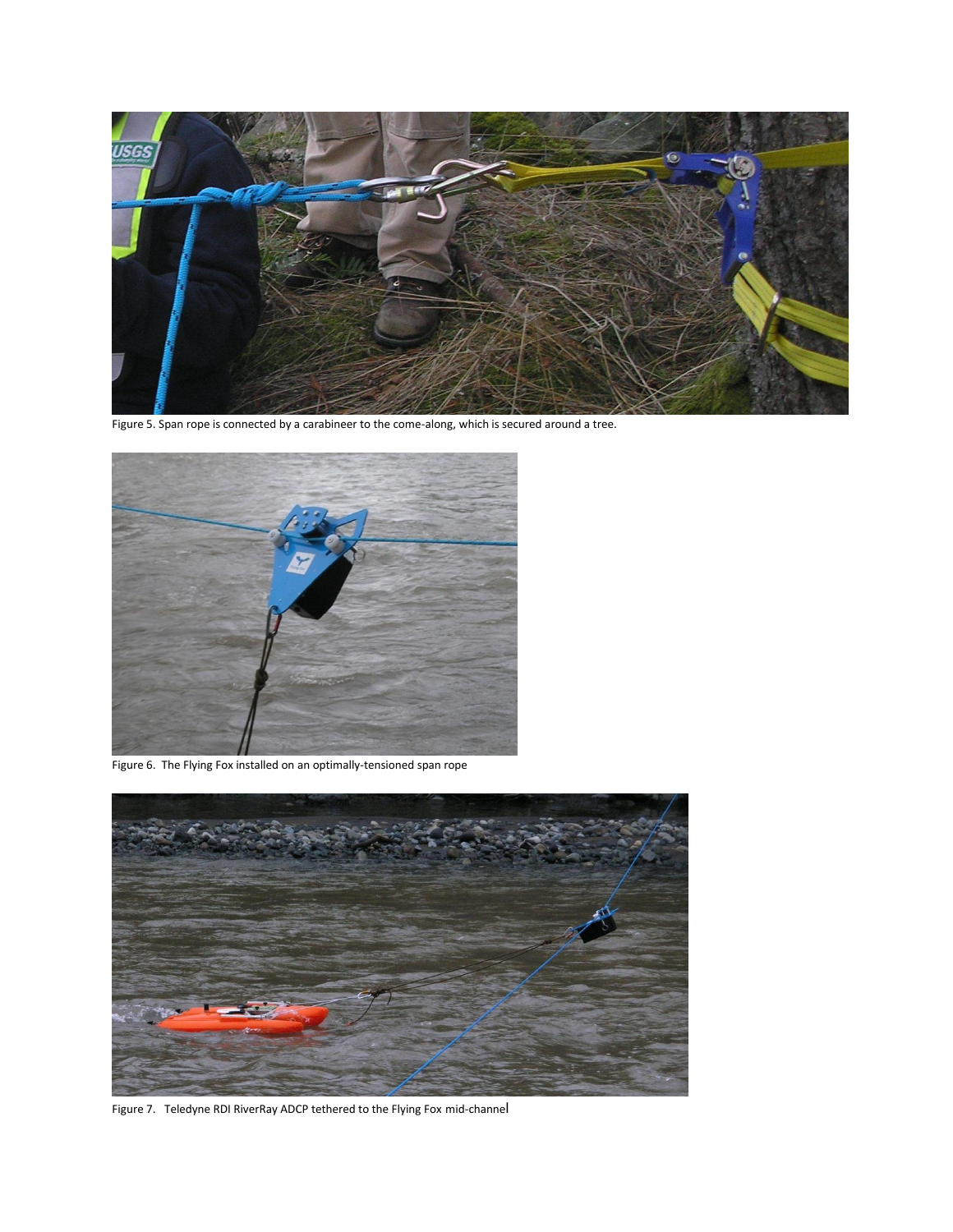Figure 5. Span rope is connected by a carabineer to the come-along, which is secured around a tree.

Figure 6. The Flying Fox installed on an optimally-tensioned span rope

Figure 7. Teledyne RDI RiverRay ADCP tethered to the Flying Fox mid-channel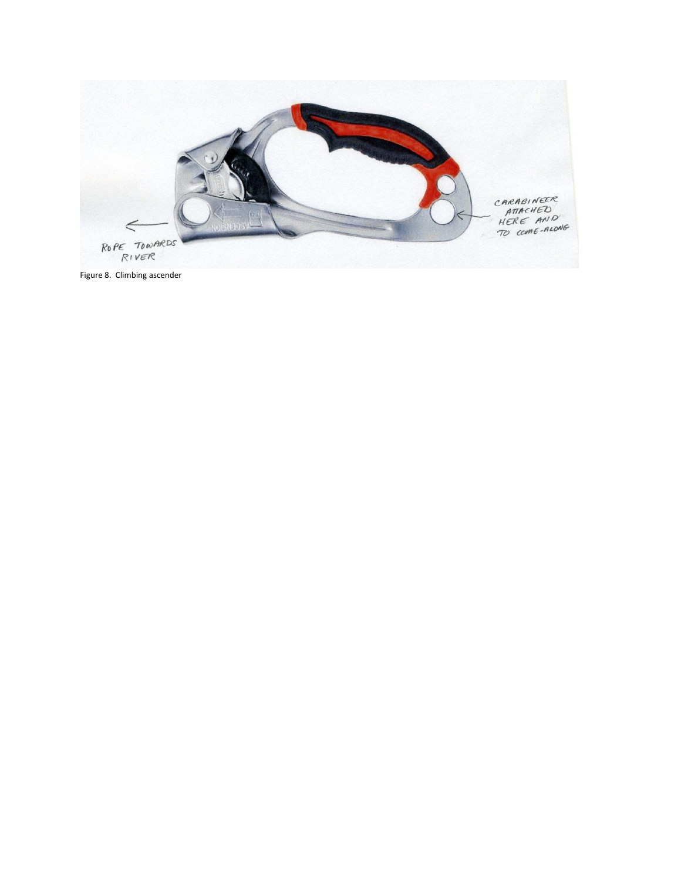ROPE TOWARDS RIVER

CARABINEER ATTACHED HERE AND TO COME-ALONG

Figure 8. Climbing ascender